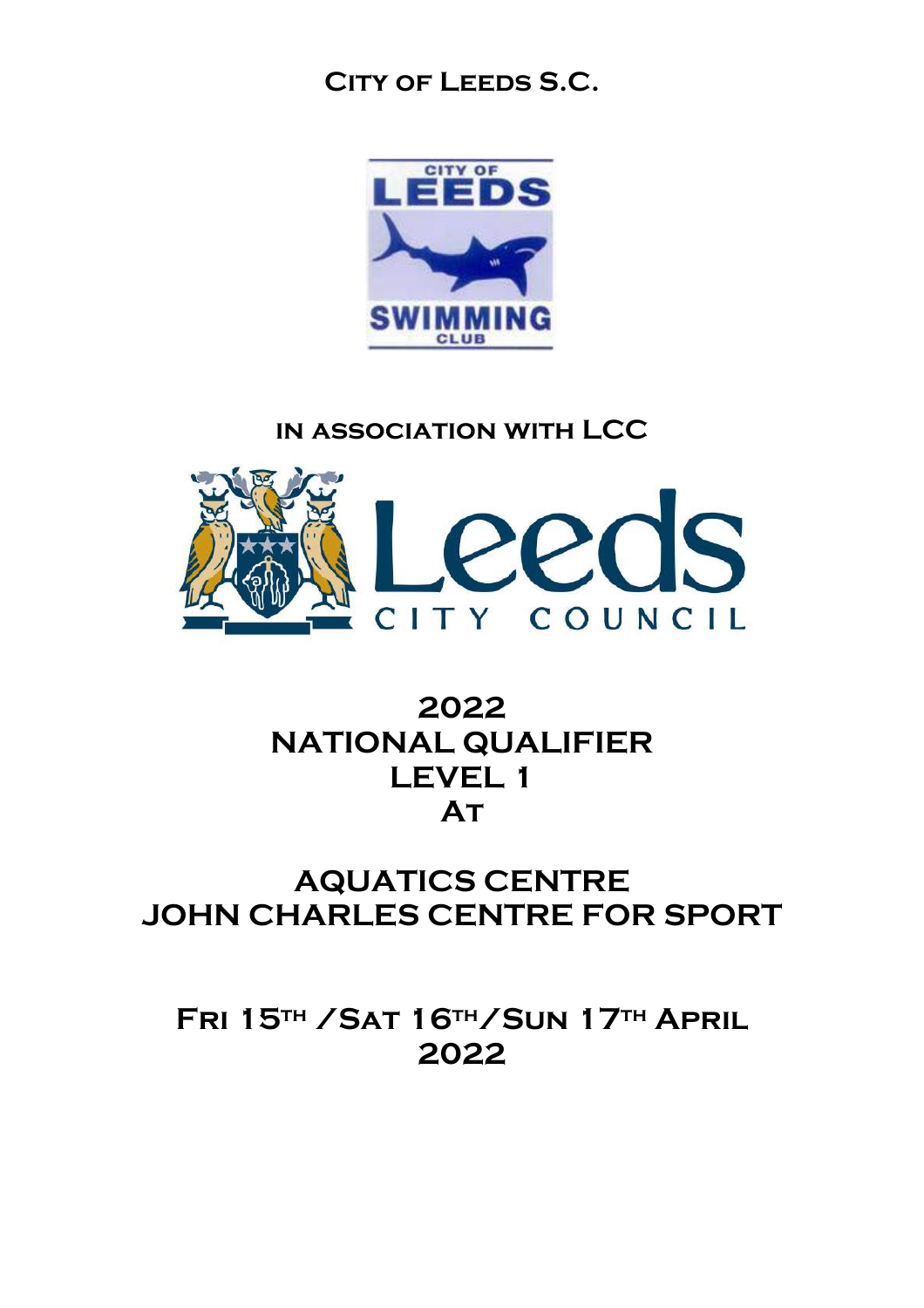# City of Leeds S.C.

## in association with LCC

# 2022
# NATIONAL QUALIFIER
# LEVEL 1
# At

# AQUATICS CENTRE
# JOHN CHARLES CENTRE FOR SPORT

## Fri 15th /Sat 16th/Sun 17th April 2022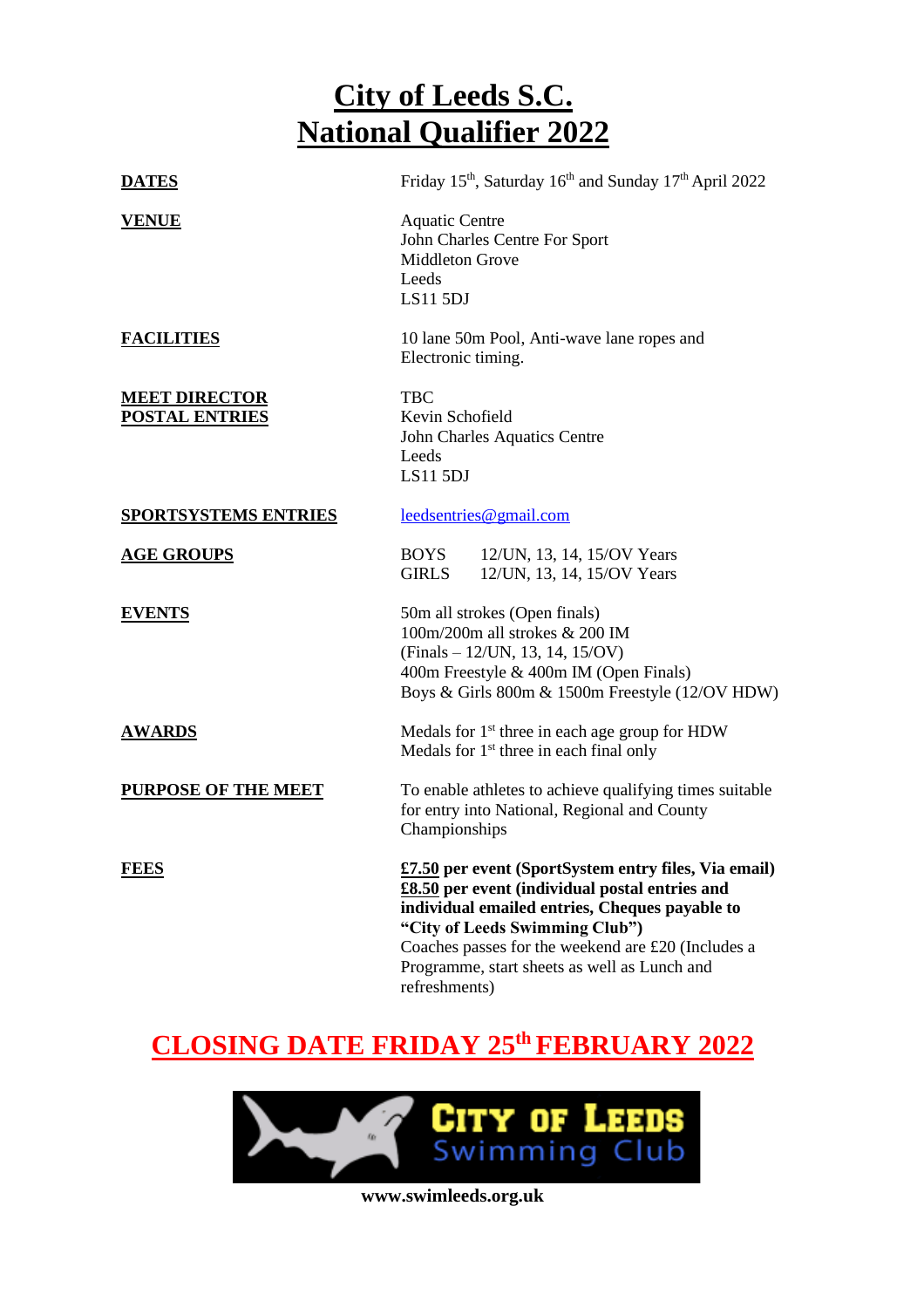# City of Leeds S.C.
# National Qualifier 2022

| | |
|---|---|
| **DATES** | Friday 15th, Saturday 16th and Sunday 17th April 2022 |
| **VENUE** | Aquatic Centre<br>John Charles Centre For Sport<br>Middleton Grove<br>Leeds<br>LS11 5DJ |
| **FACILITIES** | 10 lane 50m Pool, Anti-wave lane ropes and Electronic timing. |
| **MEET DIRECTOR** | TBC |
| **POSTAL ENTRIES** | Kevin Schofield<br>John Charles Aquatics Centre<br>Leeds<br>LS11 5DJ |
| **SPORTSYSTEMS ENTRIES** | leedsentries@gmail.com |
| **AGE GROUPS** | BOYS 12/UN, 13, 14, 15/OV Years<br>GIRLS 12/UN, 13, 14, 15/OV Years |
| **EVENTS** | 50m all strokes (Open finals)<br>100m/200m all strokes & 200 IM<br>(Finals – 12/UN, 13, 14, 15/OV)<br>400m Freestyle & 400m IM (Open Finals)<br>Boys & Girls 800m & 1500m Freestyle (12/OV HDW) |
| **AWARDS** | Medals for 1st three in each age group for HDW<br>Medals for 1st three in each final only |
| **PURPOSE OF THE MEET** | To enable athletes to achieve qualifying times suitable for entry into National, Regional and County Championships |
| **FEES** | **£7.50 per event (SportSystem entry files, Via email)**<br>**£8.50 per event (individual postal entries and individual emailed entries, Cheques payable to "City of Leeds Swimming Club")**<br>Coaches passes for the weekend are £20 (Includes a Programme, start sheets as well as Lunch and refreshments) |

## CLOSING DATE FRIDAY 25th FEBRUARY 2022

CITY OF LEEDS Swimming Club

**www.swimleeds.org.uk**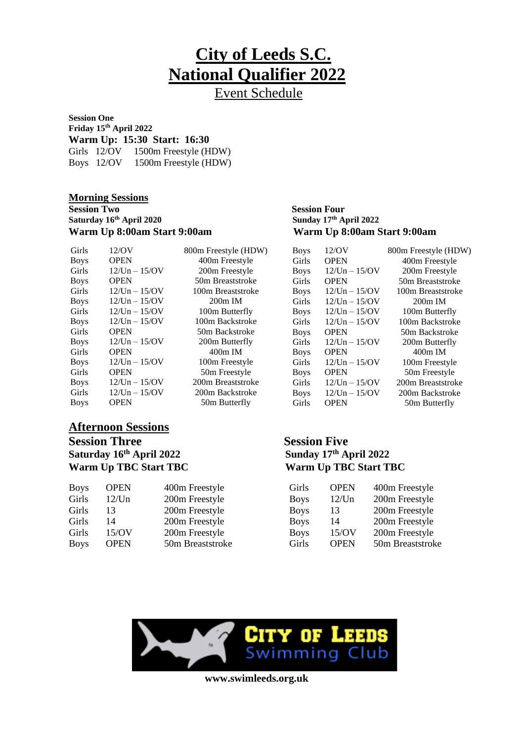# City of Leeds S.C.
# National Qualifier 2022
## Event Schedule

**Session One**
**Friday 15th April 2022**
**Warm Up: 15:30 Start: 16:30**

| | | |
|---|---|---|
| Girls | 12/OV | 1500m Freestyle (HDW) |
| Boys | 12/OV | 1500m Freestyle (HDW) |

## Morning Sessions

**Session Two**
**Saturday 16th April 2020**
**Warm Up 8:00am Start 9:00am**

| | | |
|---|---|---|
| Girls | 12/OV | 800m Freestyle (HDW) |
| Boys | OPEN | 400m Freestyle |
| Girls | 12/Un – 15/OV | 200m Freestyle |
| Boys | OPEN | 50m Breaststroke |
| Girls | 12/Un – 15/OV | 100m Breaststroke |
| Boys | 12/Un – 15/OV | 200m IM |
| Girls | 12/Un – 15/OV | 100m Butterfly |
| Boys | 12/Un – 15/OV | 100m Backstroke |
| Girls | OPEN | 50m Backstroke |
| Boys | 12/Un – 15/OV | 200m Butterfly |
| Girls | OPEN | 400m IM |
| Boys | 12/Un – 15/OV | 100m Freestyle |
| Girls | OPEN | 50m Freestyle |
| Boys | 12/Un – 15/OV | 200m Breaststroke |
| Girls | 12/Un – 15/OV | 200m Backstroke |
| Boys | OPEN | 50m Butterfly |

**Session Four**
**Sunday 17th April 2022**
**Warm Up 8:00am Start 9:00am**

| | | |
|---|---|---|
| Boys | 12/OV | 800m Freestyle (HDW) |
| Girls | OPEN | 400m Freestyle |
| Boys | 12/Un – 15/OV | 200m Freestyle |
| Girls | OPEN | 50m Breaststroke |
| Boys | 12/Un – 15/OV | 100m Breaststroke |
| Girls | 12/Un – 15/OV | 200m IM |
| Boys | 12/Un – 15/OV | 100m Butterfly |
| Girls | 12/Un – 15/OV | 100m Backstroke |
| Boys | OPEN | 50m Backstroke |
| Girls | 12/Un – 15/OV | 200m Butterfly |
| Boys | OPEN | 400m IM |
| Girls | 12/Un – 15/OV | 100m Freestyle |
| Boys | OPEN | 50m Freestyle |
| Girls | 12/Un – 15/OV | 200m Breaststroke |
| Boys | 12/Un – 15/OV | 200m Backstroke |
| Girls | OPEN | 50m Butterfly |

## Afternoon Sessions

### Session Three
**Saturday 16th April 2022**
**Warm Up TBC Start TBC**

| | | |
|---|---|---|
| Boys | OPEN | 400m Freestyle |
| Girls | 12/Un | 200m Freestyle |
| Girls | 13 | 200m Freestyle |
| Girls | 14 | 200m Freestyle |
| Girls | 15/OV | 200m Freestyle |
| Boys | OPEN | 50m Breaststroke |

### Session Five
**Sunday 17th April 2022**
**Warm Up TBC Start TBC**

| | | |
|---|---|---|
| Girls | OPEN | 400m Freestyle |
| Boys | 12/Un | 200m Freestyle |
| Boys | 13 | 200m Freestyle |
| Boys | 14 | 200m Freestyle |
| Boys | 15/OV | 200m Freestyle |
| Girls | OPEN | 50m Breaststroke |

CITY OF LEEDS Swimming Club

**www.swimleeds.org.uk**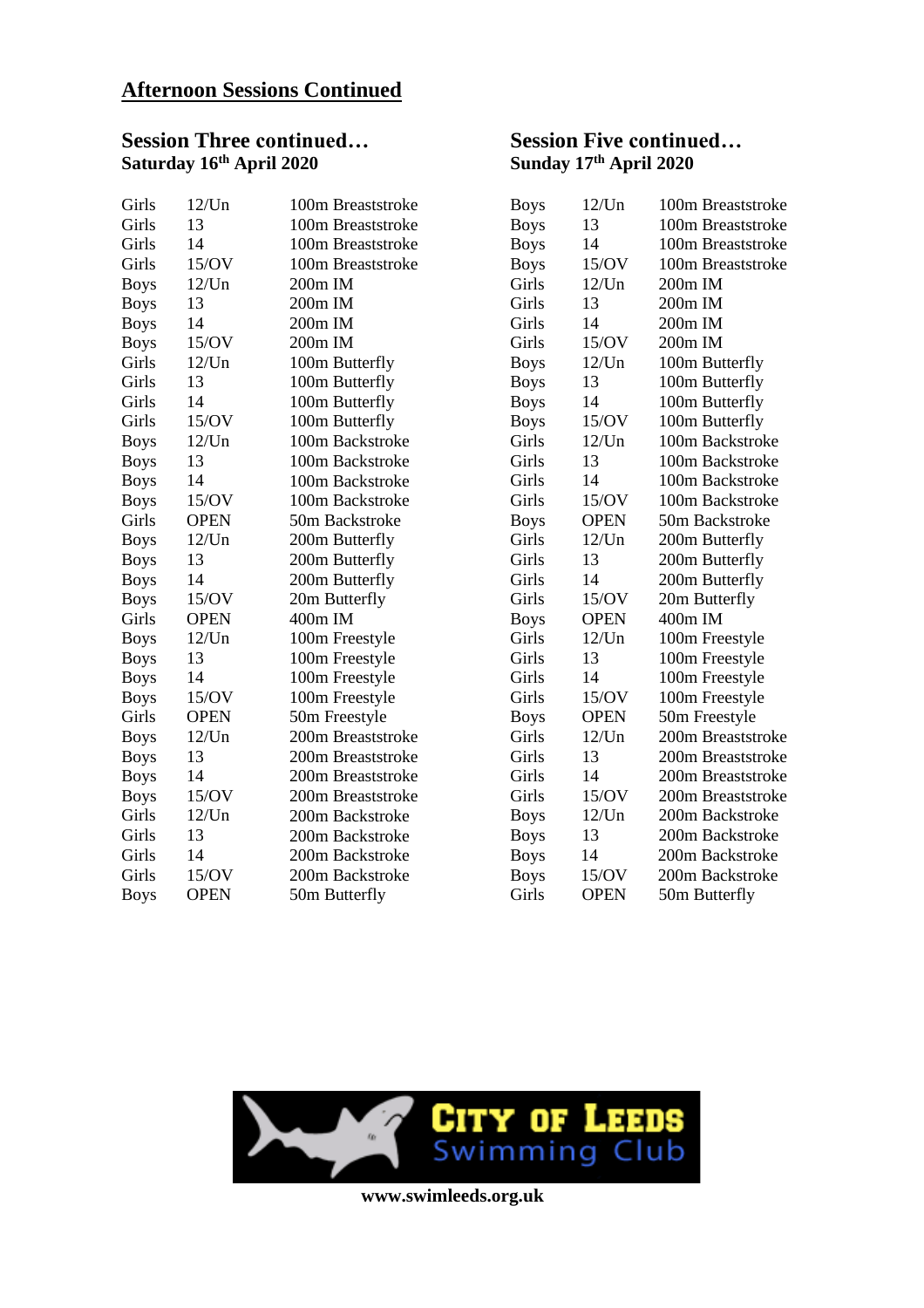## Afternoon Sessions Continued

### Session Three continued…

**Saturday 16th April 2020**

| | | |
|---|---|---|
| Girls | 12/Un | 100m Breaststroke |
| Girls | 13 | 100m Breaststroke |
| Girls | 14 | 100m Breaststroke |
| Girls | 15/OV | 100m Breaststroke |
| Boys | 12/Un | 200m IM |
| Boys | 13 | 200m IM |
| Boys | 14 | 200m IM |
| Boys | 15/OV | 200m IM |
| Girls | 12/Un | 100m Butterfly |
| Girls | 13 | 100m Butterfly |
| Girls | 14 | 100m Butterfly |
| Girls | 15/OV | 100m Butterfly |
| Boys | 12/Un | 100m Backstroke |
| Boys | 13 | 100m Backstroke |
| Boys | 14 | 100m Backstroke |
| Boys | 15/OV | 100m Backstroke |
| Girls | OPEN | 50m Backstroke |
| Boys | 12/Un | 200m Butterfly |
| Boys | 13 | 200m Butterfly |
| Boys | 14 | 200m Butterfly |
| Boys | 15/OV | 20m Butterfly |
| Girls | OPEN | 400m IM |
| Boys | 12/Un | 100m Freestyle |
| Boys | 13 | 100m Freestyle |
| Boys | 14 | 100m Freestyle |
| Boys | 15/OV | 100m Freestyle |
| Girls | OPEN | 50m Freestyle |
| Boys | 12/Un | 200m Breaststroke |
| Boys | 13 | 200m Breaststroke |
| Boys | 14 | 200m Breaststroke |
| Boys | 15/OV | 200m Breaststroke |
| Girls | 12/Un | 200m Backstroke |
| Girls | 13 | 200m Backstroke |
| Girls | 14 | 200m Backstroke |
| Girls | 15/OV | 200m Backstroke |
| Boys | OPEN | 50m Butterfly |

### Session Five continued…

**Sunday 17th April 2020**

| | | |
|---|---|---|
| Boys | 12/Un | 100m Breaststroke |
| Boys | 13 | 100m Breaststroke |
| Boys | 14 | 100m Breaststroke |
| Boys | 15/OV | 100m Breaststroke |
| Girls | 12/Un | 200m IM |
| Girls | 13 | 200m IM |
| Girls | 14 | 200m IM |
| Girls | 15/OV | 200m IM |
| Boys | 12/Un | 100m Butterfly |
| Boys | 13 | 100m Butterfly |
| Boys | 14 | 100m Butterfly |
| Boys | 15/OV | 100m Butterfly |
| Girls | 12/Un | 100m Backstroke |
| Girls | 13 | 100m Backstroke |
| Girls | 14 | 100m Backstroke |
| Girls | 15/OV | 100m Backstroke |
| Boys | OPEN | 50m Backstroke |
| Girls | 12/Un | 200m Butterfly |
| Girls | 13 | 200m Butterfly |
| Girls | 14 | 200m Butterfly |
| Girls | 15/OV | 20m Butterfly |
| Boys | OPEN | 400m IM |
| Girls | 12/Un | 100m Freestyle |
| Girls | 13 | 100m Freestyle |
| Girls | 14 | 100m Freestyle |
| Girls | 15/OV | 100m Freestyle |
| Boys | OPEN | 50m Freestyle |
| Girls | 12/Un | 200m Breaststroke |
| Girls | 13 | 200m Breaststroke |
| Girls | 14 | 200m Breaststroke |
| Girls | 15/OV | 200m Breaststroke |
| Boys | 12/Un | 200m Backstroke |
| Boys | 13 | 200m Backstroke |
| Boys | 14 | 200m Backstroke |
| Boys | 15/OV | 200m Backstroke |
| Girls | OPEN | 50m Butterfly |

CITY OF LEEDS Swimming Club

**www.swimleeds.org.uk**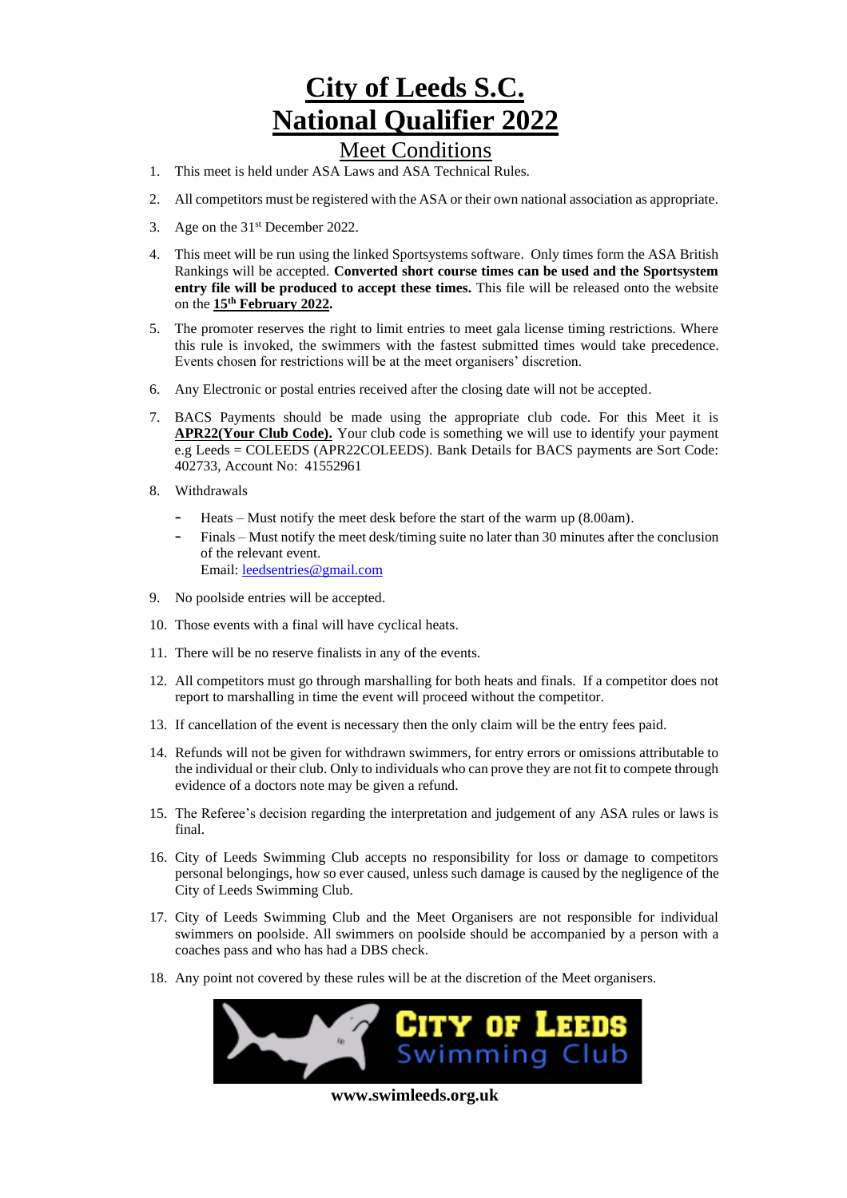# City of Leeds S.C.
# National Qualifier 2022

## Meet Conditions

1. This meet is held under ASA Laws and ASA Technical Rules.
2. All competitors must be registered with the ASA or their own national association as appropriate.
3. Age on the 31st December 2022.
4. This meet will be run using the linked Sportsystems software. Only times form the ASA British Rankings will be accepted. **Converted short course times can be used and the Sportsystem entry file will be produced to accept these times.** This file will be released onto the website on the **15th February 2022.**
5. The promoter reserves the right to limit entries to meet gala license timing restrictions. Where this rule is invoked, the swimmers with the fastest submitted times would take precedence. Events chosen for restrictions will be at the meet organisers' discretion.
6. Any Electronic or postal entries received after the closing date will not be accepted.
7. BACS Payments should be made using the appropriate club code. For this Meet it is **APR22(Your Club Code).** Your club code is something we will use to identify your payment e.g Leeds = COLEEDS (APR22COLEEDS). Bank Details for BACS payments are Sort Code: 402733, Account No: 41552961
8. Withdrawals
   - Heats – Must notify the meet desk before the start of the warm up (8.00am).
   - Finals – Must notify the meet desk/timing suite no later than 30 minutes after the conclusion of the relevant event.
     Email: leedsentries@gmail.com
9. No poolside entries will be accepted.
10. Those events with a final will have cyclical heats.
11. There will be no reserve finalists in any of the events.
12. All competitors must go through marshalling for both heats and finals. If a competitor does not report to marshalling in time the event will proceed without the competitor.
13. If cancellation of the event is necessary then the only claim will be the entry fees paid.
14. Refunds will not be given for withdrawn swimmers, for entry errors or omissions attributable to the individual or their club. Only to individuals who can prove they are not fit to compete through evidence of a doctors note may be given a refund.
15. The Referee's decision regarding the interpretation and judgement of any ASA rules or laws is final.
16. City of Leeds Swimming Club accepts no responsibility for loss or damage to competitors personal belongings, how so ever caused, unless such damage is caused by the negligence of the City of Leeds Swimming Club.
17. City of Leeds Swimming Club and the Meet Organisers are not responsible for individual swimmers on poolside. All swimmers on poolside should be accompanied by a person with a coaches pass and who has had a DBS check.
18. Any point not covered by these rules will be at the discretion of the Meet organisers.

CITY OF LEEDS Swimming Club

**www.swimleeds.org.uk**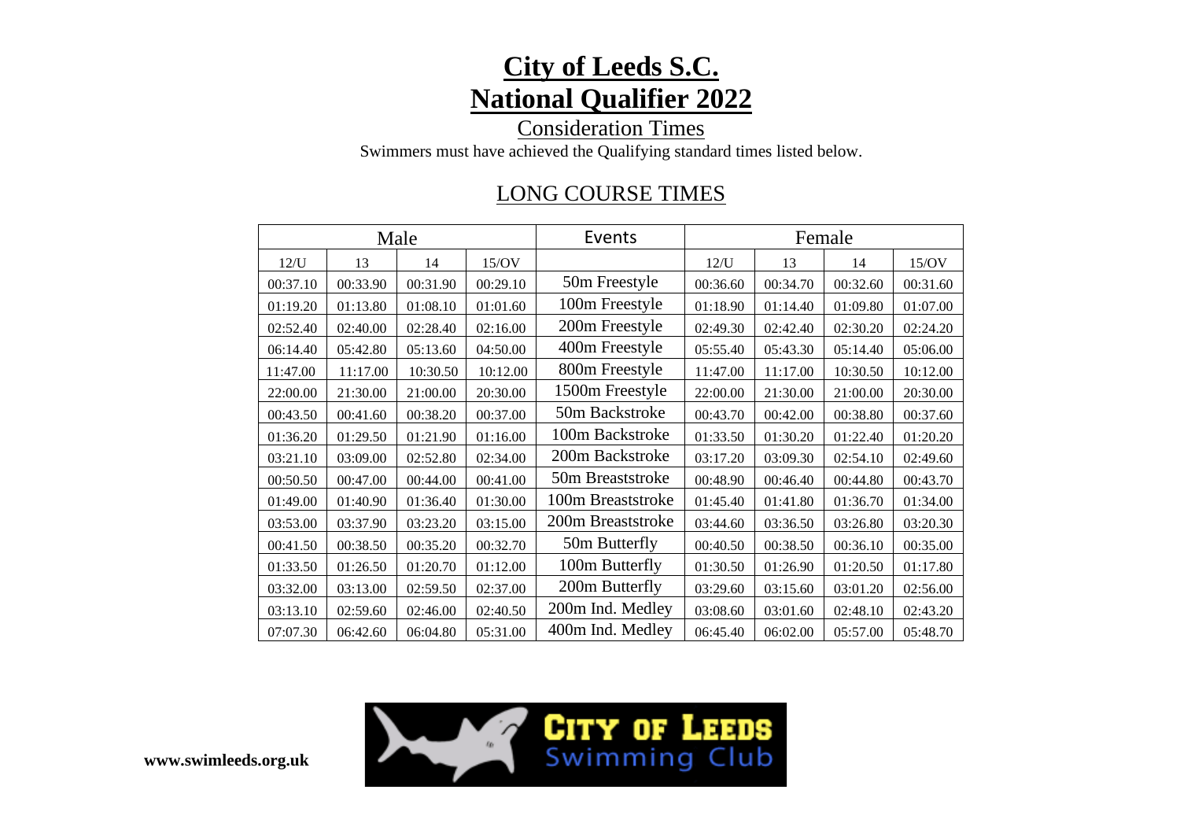# City of Leeds S.C.
# National Qualifier 2022

## Consideration Times

Swimmers must have achieved the Qualifying standard times listed below.

### LONG COURSE TIMES

| Male | | | | Events | Female | | | |
|---|---|---|---|---|---|---|---|---|
| 12/U | 13 | 14 | 15/OV | | 12/U | 13 | 14 | 15/OV |
| 00:37.10 | 00:33.90 | 00:31.90 | 00:29.10 | 50m Freestyle | 00:36.60 | 00:34.70 | 00:32.60 | 00:31.60 |
| 01:19.20 | 01:13.80 | 01:08.10 | 01:01.60 | 100m Freestyle | 01:18.90 | 01:14.40 | 01:09.80 | 01:07.00 |
| 02:52.40 | 02:40.00 | 02:28.40 | 02:16.00 | 200m Freestyle | 02:49.30 | 02:42.40 | 02:30.20 | 02:24.20 |
| 06:14.40 | 05:42.80 | 05:13.60 | 04:50.00 | 400m Freestyle | 05:55.40 | 05:43.30 | 05:14.40 | 05:06.00 |
| 11:47.00 | 11:17.00 | 10:30.50 | 10:12.00 | 800m Freestyle | 11:47.00 | 11:17.00 | 10:30.50 | 10:12.00 |
| 22:00.00 | 21:30.00 | 21:00.00 | 20:30.00 | 1500m Freestyle | 22:00.00 | 21:30.00 | 21:00.00 | 20:30.00 |
| 00:43.50 | 00:41.60 | 00:38.20 | 00:37.00 | 50m Backstroke | 00:43.70 | 00:42.00 | 00:38.80 | 00:37.60 |
| 01:36.20 | 01:29.50 | 01:21.90 | 01:16.00 | 100m Backstroke | 01:33.50 | 01:30.20 | 01:22.40 | 01:20.20 |
| 03:21.10 | 03:09.00 | 02:52.80 | 02:34.00 | 200m Backstroke | 03:17.20 | 03:09.30 | 02:54.10 | 02:49.60 |
| 00:50.50 | 00:47.00 | 00:44.00 | 00:41.00 | 50m Breaststroke | 00:48.90 | 00:46.40 | 00:44.80 | 00:43.70 |
| 01:49.00 | 01:40.90 | 01:36.40 | 01:30.00 | 100m Breaststroke | 01:45.40 | 01:41.80 | 01:36.70 | 01:34.00 |
| 03:53.00 | 03:37.90 | 03:23.20 | 03:15.00 | 200m Breaststroke | 03:44.60 | 03:36.50 | 03:26.80 | 03:20.30 |
| 00:41.50 | 00:38.50 | 00:35.20 | 00:32.70 | 50m Butterfly | 00:40.50 | 00:38.50 | 00:36.10 | 00:35.00 |
| 01:33.50 | 01:26.50 | 01:20.70 | 01:12.00 | 100m Butterfly | 01:30.50 | 01:26.90 | 01:20.50 | 01:17.80 |
| 03:32.00 | 03:13.00 | 02:59.50 | 02:37.00 | 200m Butterfly | 03:29.60 | 03:15.60 | 03:01.20 | 02:56.00 |
| 03:13.10 | 02:59.60 | 02:46.00 | 02:40.50 | 200m Ind. Medley | 03:08.60 | 03:01.60 | 02:48.10 | 02:43.20 |
| 07:07.30 | 06:42.60 | 06:04.80 | 05:31.00 | 400m Ind. Medley | 06:45.40 | 06:02.00 | 05:57.00 | 05:48.70 |

**www.swimleeds.org.uk**

CITY OF LEEDS
Swimming Club